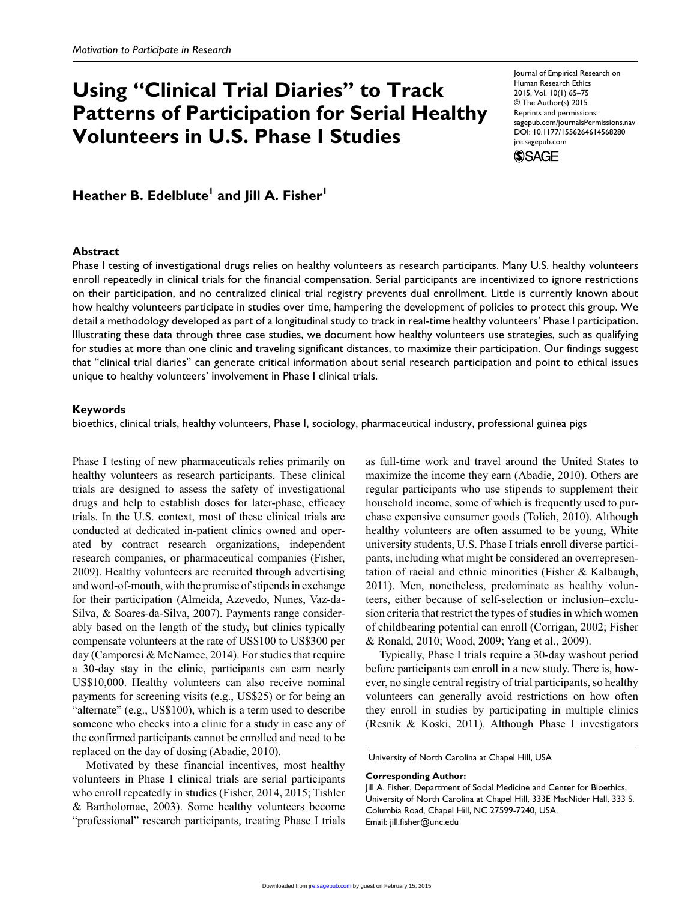# Using "Clinical Trial Diaries" to Track Patterns of Participation for Serial Healthy Volunteers in U.S. Phase I Studies

Journal of Empirical Research on Human Research Ethics
2015, Vol. 10(1) 65–75
© The Author(s) 2015
Reprints and permissions: sagepub.com/journalsPermissions.nav
DOI: 10.1177/1556264614568280
jre.sagepub.com

**Heather B. Edelblute[1] and Jill A. Fisher[1]**

## Abstract

Phase I testing of investigational drugs relies on healthy volunteers as research participants. Many U.S. healthy volunteers enroll repeatedly in clinical trials for the financial compensation. Serial participants are incentivized to ignore restrictions on their participation, and no centralized clinical trial registry prevents dual enrollment. Little is currently known about how healthy volunteers participate in studies over time, hampering the development of policies to protect this group. We detail a methodology developed as part of a longitudinal study to track in real-time healthy volunteers' Phase I participation. Illustrating these data through three case studies, we document how healthy volunteers use strategies, such as qualifying for studies at more than one clinic and traveling significant distances, to maximize their participation. Our findings suggest that "clinical trial diaries" can generate critical information about serial research participation and point to ethical issues unique to healthy volunteers' involvement in Phase I clinical trials.

## Keywords

bioethics, clinical trials, healthy volunteers, Phase I, sociology, pharmaceutical industry, professional guinea pigs

Phase I testing of new pharmaceuticals relies primarily on healthy volunteers as research participants. These clinical trials are designed to assess the safety of investigational drugs and help to establish doses for later-phase, efficacy trials. In the U.S. context, most of these clinical trials are conducted at dedicated in-patient clinics owned and operated by contract research organizations, independent research companies, or pharmaceutical companies (Fisher, 2009). Healthy volunteers are recruited through advertising and word-of-mouth, with the promise of stipends in exchange for their participation (Almeida, Azevedo, Nunes, Vaz-da-Silva, & Soares-da-Silva, 2007). Payments range considerably based on the length of the study, but clinics typically compensate volunteers at the rate of US$100 to US$300 per day (Camporesi & McNamee, 2014). For studies that require a 30-day stay in the clinic, participants can earn nearly US$10,000. Healthy volunteers can also receive nominal payments for screening visits (e.g., US$25) or for being an "alternate" (e.g., US$100), which is a term used to describe someone who checks into a clinic for a study in case any of the confirmed participants cannot be enrolled and need to be replaced on the day of dosing (Abadie, 2010).

Motivated by these financial incentives, most healthy volunteers in Phase I clinical trials are serial participants who enroll repeatedly in studies (Fisher, 2014, 2015; Tishler & Bartholomae, 2003). Some healthy volunteers become "professional" research participants, treating Phase I trials as full-time work and travel around the United States to maximize the income they earn (Abadie, 2010). Others are regular participants who use stipends to supplement their household income, some of which is frequently used to purchase expensive consumer goods (Tolich, 2010). Although healthy volunteers are often assumed to be young, White university students, U.S. Phase I trials enroll diverse participants, including what might be considered an overrepresentation of racial and ethnic minorities (Fisher & Kalbaugh, 2011). Men, nonetheless, predominate as healthy volunteers, either because of self-selection or inclusion–exclusion criteria that restrict the types of studies in which women of childbearing potential can enroll (Corrigan, 2002; Fisher & Ronald, 2010; Wood, 2009; Yang et al., 2009).

Typically, Phase I trials require a 30-day washout period before participants can enroll in a new study. There is, however, no single central registry of trial participants, so healthy volunteers can generally avoid restrictions on how often they enroll in studies by participating in multiple clinics (Resnik & Koski, 2011). Although Phase I investigators

[1]University of North Carolina at Chapel Hill, USA

**Corresponding Author:**
Jill A. Fisher, Department of Social Medicine and Center for Bioethics, University of North Carolina at Chapel Hill, 333E MacNider Hall, 333 S. Columbia Road, Chapel Hill, NC 27599-7240, USA.
Email: jill.fisher@unc.edu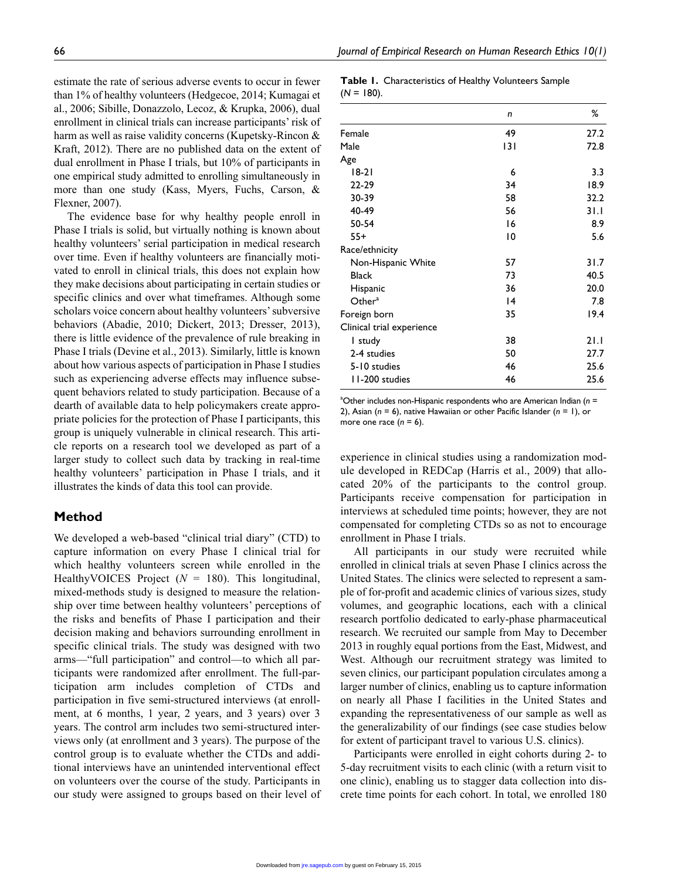estimate the rate of serious adverse events to occur in fewer than 1% of healthy volunteers (Hedgecoe, 2014; Kumagai et al., 2006; Sibille, Donazzolo, Lecoz, & Krupka, 2006), dual enrollment in clinical trials can increase participants' risk of harm as well as raise validity concerns (Kupetsky-Rincon & Kraft, 2012). There are no published data on the extent of dual enrollment in Phase I trials, but 10% of participants in one empirical study admitted to enrolling simultaneously in more than one study (Kass, Myers, Fuchs, Carson, & Flexner, 2007).

The evidence base for why healthy people enroll in Phase I trials is solid, but virtually nothing is known about healthy volunteers' serial participation in medical research over time. Even if healthy volunteers are financially motivated to enroll in clinical trials, this does not explain how they make decisions about participating in certain studies or specific clinics and over what timeframes. Although some scholars voice concern about healthy volunteers' subversive behaviors (Abadie, 2010; Dickert, 2013; Dresser, 2013), there is little evidence of the prevalence of rule breaking in Phase I trials (Devine et al., 2013). Similarly, little is known about how various aspects of participation in Phase I studies such as experiencing adverse effects may influence subsequent behaviors related to study participation. Because of a dearth of available data to help policymakers create appropriate policies for the protection of Phase I participants, this group is uniquely vulnerable in clinical research. This article reports on a research tool we developed as part of a larger study to collect such data by tracking in real-time healthy volunteers' participation in Phase I trials, and it illustrates the kinds of data this tool can provide.

## Method

We developed a web-based "clinical trial diary" (CTD) to capture information on every Phase I clinical trial for which healthy volunteers screen while enrolled in the HealthyVOICES Project ($N$ = 180). This longitudinal, mixed-methods study is designed to measure the relationship over time between healthy volunteers' perceptions of the risks and benefits of Phase I participation and their decision making and behaviors surrounding enrollment in specific clinical trials. The study was designed with two arms—"full participation" and control—to which all participants were randomized after enrollment. The full-participation arm includes completion of CTDs and participation in five semi-structured interviews (at enrollment, at 6 months, 1 year, 2 years, and 3 years) over 3 years. The control arm includes two semi-structured interviews only (at enrollment and 3 years). The purpose of the control group is to evaluate whether the CTDs and additional interviews have an unintended interventional effect on volunteers over the course of the study. Participants in our study were assigned to groups based on their level of experience in clinical studies using a randomization module developed in REDCap (Harris et al., 2009) that allocated 20% of the participants to the control group. Participants receive compensation for participation in interviews at scheduled time points; however, they are not compensated for completing CTDs so as not to encourage enrollment in Phase I trials.

**Table 1.** Characteristics of Healthy Volunteers Sample ($N$ = 180).

| | $n$ | % |
|---|---|---|
| Female | 49 | 27.2 |
| Male | 131 | 72.8 |
| Age | | |
| 18-21 | 6 | 3.3 |
| 22-29 | 34 | 18.9 |
| 30-39 | 58 | 32.2 |
| 40-49 | 56 | 31.1 |
| 50-54 | 16 | 8.9 |
| 55+ | 10 | 5.6 |
| Race/ethnicity | | |
| Non-Hispanic White | 57 | 31.7 |
| Black | 73 | 40.5 |
| Hispanic | 36 | 20.0 |
| Other[a] | 14 | 7.8 |
| Foreign born | 35 | 19.4 |
| Clinical trial experience | | |
| 1 study | 38 | 21.1 |
| 2-4 studies | 50 | 27.7 |
| 5-10 studies | 46 | 25.6 |
| 11-200 studies | 46 | 25.6 |

[a]Other includes non-Hispanic respondents who are American Indian ($n$ = 2), Asian ($n$ = 6), native Hawaiian or other Pacific Islander ($n$ = 1), or more one race ($n$ = 6).

All participants in our study were recruited while enrolled in clinical trials at seven Phase I clinics across the United States. The clinics were selected to represent a sample of for-profit and academic clinics of various sizes, study volumes, and geographic locations, each with a clinical research portfolio dedicated to early-phase pharmaceutical research. We recruited our sample from May to December 2013 in roughly equal portions from the East, Midwest, and West. Although our recruitment strategy was limited to seven clinics, our participant population circulates among a larger number of clinics, enabling us to capture information on nearly all Phase I facilities in the United States and expanding the representativeness of our sample as well as the generalizability of our findings (see case studies below for extent of participant travel to various U.S. clinics).

Participants were enrolled in eight cohorts during 2- to 5-day recruitment visits to each clinic (with a return visit to one clinic), enabling us to stagger data collection into discrete time points for each cohort. In total, we enrolled 180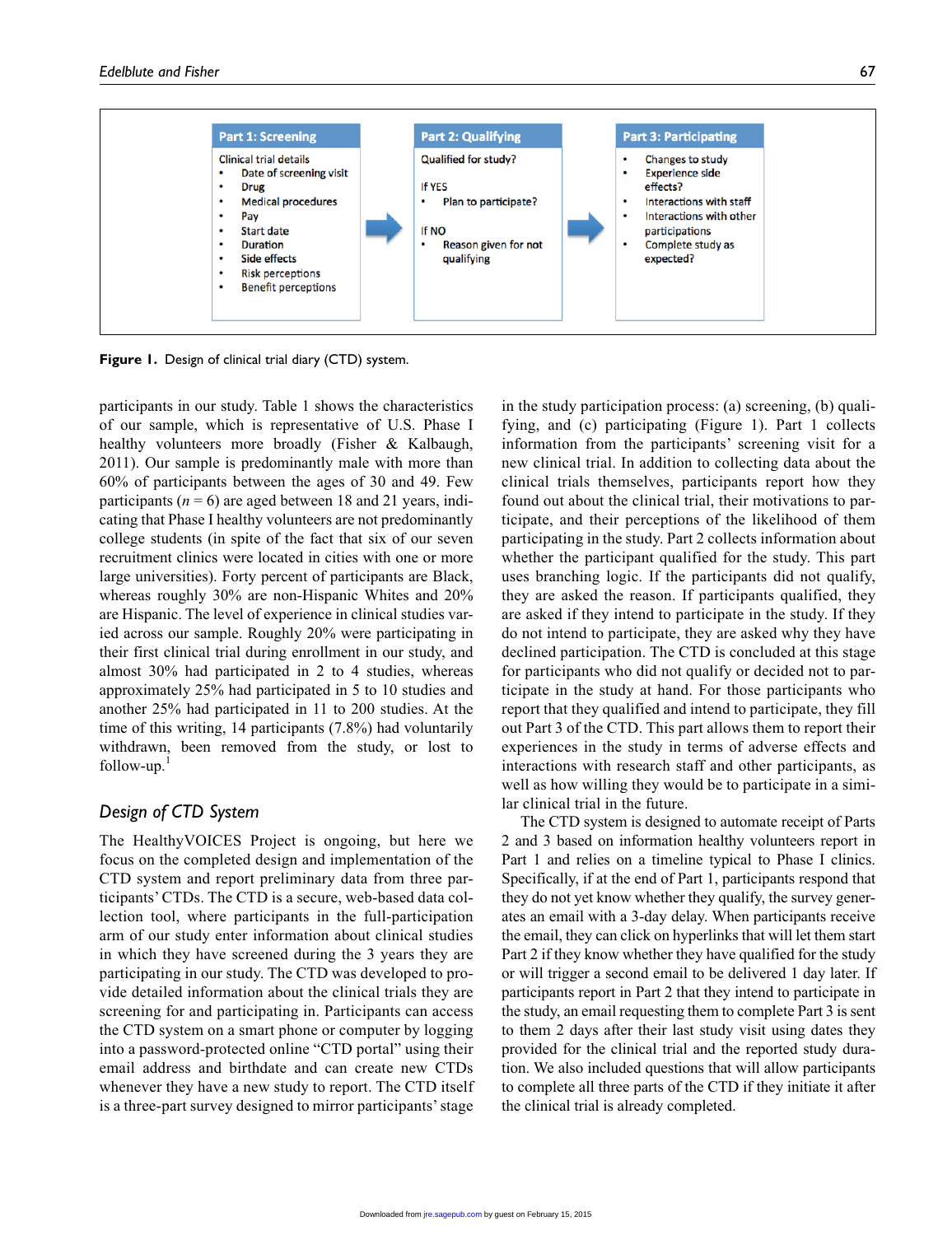**Part 1: Screening**

Clinical trial details

- Date of screening visit
- Drug
- Medical procedures
- Pay
- Start date
- Duration
- Side effects
- Risk perceptions
- Benefit perceptions

**Part 2: Qualifying**

Qualified for study?

If YES

- Plan to participate?

If NO

- Reason given for not qualifying

**Part 3: Participating**

- Changes to study
- Experience side effects?
- Interactions with staff
- Interactions with other participations
- Complete study as expected?

**Figure 1.** Design of clinical trial diary (CTD) system.

participants in our study. Table 1 shows the characteristics of our sample, which is representative of U.S. Phase I healthy volunteers more broadly (Fisher & Kalbaugh, 2011). Our sample is predominantly male with more than 60% of participants between the ages of 30 and 49. Few participants ($n = 6$) are aged between 18 and 21 years, indicating that Phase I healthy volunteers are not predominantly college students (in spite of the fact that six of our seven recruitment clinics were located in cities with one or more large universities). Forty percent of participants are Black, whereas roughly 30% are non-Hispanic Whites and 20% are Hispanic. The level of experience in clinical studies varied across our sample. Roughly 20% were participating in their first clinical trial during enrollment in our study, and almost 30% had participated in 2 to 4 studies, whereas approximately 25% had participated in 5 to 10 studies and another 25% had participated in 11 to 200 studies. At the time of this writing, 14 participants (7.8%) had voluntarily withdrawn, been removed from the study, or lost to follow-up.[1]

### Design of CTD System

The HealthyVOICES Project is ongoing, but here we focus on the completed design and implementation of the CTD system and report preliminary data from three participants' CTDs. The CTD is a secure, web-based data collection tool, where participants in the full-participation arm of our study enter information about clinical studies in which they have screened during the 3 years they are participating in our study. The CTD was developed to provide detailed information about the clinical trials they are screening for and participating in. Participants can access the CTD system on a smart phone or computer by logging into a password-protected online "CTD portal" using their email address and birthdate and can create new CTDs whenever they have a new study to report. The CTD itself is a three-part survey designed to mirror participants' stage in the study participation process: (a) screening, (b) qualifying, and (c) participating (Figure 1). Part 1 collects information from the participants' screening visit for a new clinical trial. In addition to collecting data about the clinical trials themselves, participants report how they found out about the clinical trial, their motivations to participate, and their perceptions of the likelihood of them participating in the study. Part 2 collects information about whether the participant qualified for the study. This part uses branching logic. If the participants did not qualify, they are asked the reason. If participants qualified, they are asked if they intend to participate in the study. If they do not intend to participate, they are asked why they have declined participation. The CTD is concluded at this stage for participants who did not qualify or decided not to participate in the study at hand. For those participants who report that they qualified and intend to participate, they fill out Part 3 of the CTD. This part allows them to report their experiences in the study in terms of adverse effects and interactions with research staff and other participants, as well as how willing they would be to participate in a similar clinical trial in the future.

The CTD system is designed to automate receipt of Parts 2 and 3 based on information healthy volunteers report in Part 1 and relies on a timeline typical to Phase I clinics. Specifically, if at the end of Part 1, participants respond that they do not yet know whether they qualify, the survey generates an email with a 3-day delay. When participants receive the email, they can click on hyperlinks that will let them start Part 2 if they know whether they have qualified for the study or will trigger a second email to be delivered 1 day later. If participants report in Part 2 that they intend to participate in the study, an email requesting them to complete Part 3 is sent to them 2 days after their last study visit using dates they provided for the clinical trial and the reported study duration. We also included questions that will allow participants to complete all three parts of the CTD if they initiate it after the clinical trial is already completed.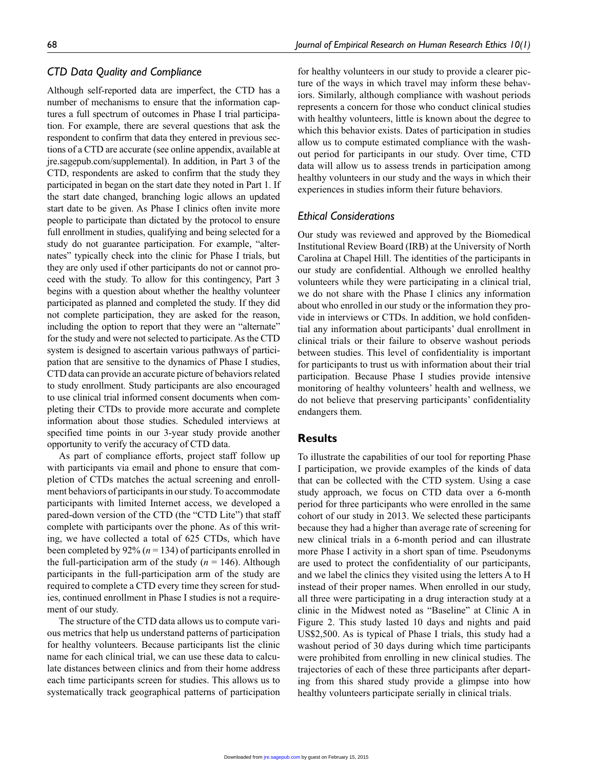### *CTD Data Quality and Compliance*

Although self-reported data are imperfect, the CTD has a number of mechanisms to ensure that the information captures a full spectrum of outcomes in Phase I trial participation. For example, there are several questions that ask the respondent to confirm that data they entered in previous sections of a CTD are accurate (see online appendix, available at jre.sagepub.com/supplemental). In addition, in Part 3 of the CTD, respondents are asked to confirm that the study they participated in began on the start date they noted in Part 1. If the start date changed, branching logic allows an updated start date to be given. As Phase I clinics often invite more people to participate than dictated by the protocol to ensure full enrollment in studies, qualifying and being selected for a study do not guarantee participation. For example, "alternates" typically check into the clinic for Phase I trials, but they are only used if other participants do not or cannot proceed with the study. To allow for this contingency, Part 3 begins with a question about whether the healthy volunteer participated as planned and completed the study. If they did not complete participation, they are asked for the reason, including the option to report that they were an "alternate" for the study and were not selected to participate. As the CTD system is designed to ascertain various pathways of participation that are sensitive to the dynamics of Phase I studies, CTD data can provide an accurate picture of behaviors related to study enrollment. Study participants are also encouraged to use clinical trial informed consent documents when completing their CTDs to provide more accurate and complete information about those studies. Scheduled interviews at specified time points in our 3-year study provide another opportunity to verify the accuracy of CTD data.

As part of compliance efforts, project staff follow up with participants via email and phone to ensure that completion of CTDs matches the actual screening and enrollment behaviors of participants in our study. To accommodate participants with limited Internet access, we developed a pared-down version of the CTD (the "CTD Lite") that staff complete with participants over the phone. As of this writing, we have collected a total of 625 CTDs, which have been completed by 92% ($n = 134$) of participants enrolled in the full-participation arm of the study ($n = 146$). Although participants in the full-participation arm of the study are required to complete a CTD every time they screen for studies, continued enrollment in Phase I studies is not a requirement of our study.

The structure of the CTD data allows us to compute various metrics that help us understand patterns of participation for healthy volunteers. Because participants list the clinic name for each clinical trial, we can use these data to calculate distances between clinics and from their home address each time participants screen for studies. This allows us to systematically track geographical patterns of participation for healthy volunteers in our study to provide a clearer picture of the ways in which travel may inform these behaviors. Similarly, although compliance with washout periods represents a concern for those who conduct clinical studies with healthy volunteers, little is known about the degree to which this behavior exists. Dates of participation in studies allow us to compute estimated compliance with the washout period for participants in our study. Over time, CTD data will allow us to assess trends in participation among healthy volunteers in our study and the ways in which their experiences in studies inform their future behaviors.

### *Ethical Considerations*

Our study was reviewed and approved by the Biomedical Institutional Review Board (IRB) at the University of North Carolina at Chapel Hill. The identities of the participants in our study are confidential. Although we enrolled healthy volunteers while they were participating in a clinical trial, we do not share with the Phase I clinics any information about who enrolled in our study or the information they provide in interviews or CTDs. In addition, we hold confidential any information about participants' dual enrollment in clinical trials or their failure to observe washout periods between studies. This level of confidentiality is important for participants to trust us with information about their trial participation. Because Phase I studies provide intensive monitoring of healthy volunteers' health and wellness, we do not believe that preserving participants' confidentiality endangers them.

## Results

To illustrate the capabilities of our tool for reporting Phase I participation, we provide examples of the kinds of data that can be collected with the CTD system. Using a case study approach, we focus on CTD data over a 6-month period for three participants who were enrolled in the same cohort of our study in 2013. We selected these participants because they had a higher than average rate of screening for new clinical trials in a 6-month period and can illustrate more Phase I activity in a short span of time. Pseudonyms are used to protect the confidentiality of our participants, and we label the clinics they visited using the letters A to H instead of their proper names. When enrolled in our study, all three were participating in a drug interaction study at a clinic in the Midwest noted as "Baseline" at Clinic A in Figure 2. This study lasted 10 days and nights and paid US$2,500. As is typical of Phase I trials, this study had a washout period of 30 days during which time participants were prohibited from enrolling in new clinical studies. The trajectories of each of these three participants after departing from this shared study provide a glimpse into how healthy volunteers participate serially in clinical trials.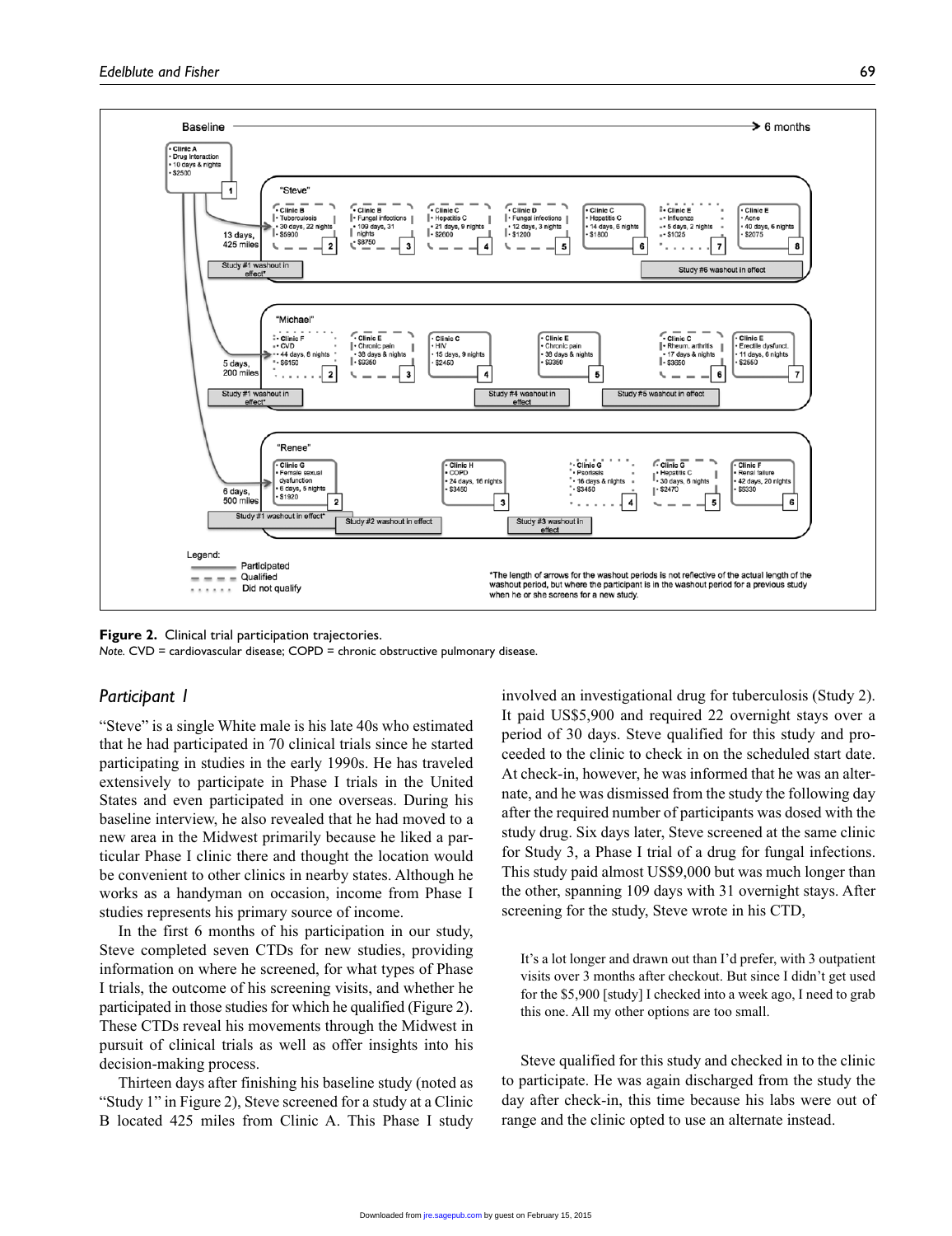Figure 2. Clinical trial participation trajectories.
*Note.* CVD = cardiovascular disease; COPD = chronic obstructive pulmonary disease.

## *Participant 1*

"Steve" is a single White male is his late 40s who estimated that he had participated in 70 clinical trials since he started participating in studies in the early 1990s. He has traveled extensively to participate in Phase I trials in the United States and even participated in one overseas. During his baseline interview, he also revealed that he had moved to a new area in the Midwest primarily because he liked a particular Phase I clinic there and thought the location would be convenient to other clinics in nearby states. Although he works as a handyman on occasion, income from Phase I studies represents his primary source of income.

In the first 6 months of his participation in our study, Steve completed seven CTDs for new studies, providing information on where he screened, for what types of Phase I trials, the outcome of his screening visits, and whether he participated in those studies for which he qualified (Figure 2). These CTDs reveal his movements through the Midwest in pursuit of clinical trials as well as offer insights into his decision-making process.

Thirteen days after finishing his baseline study (noted as "Study 1" in Figure 2), Steve screened for a study at a Clinic B located 425 miles from Clinic A. This Phase I study involved an investigational drug for tuberculosis (Study 2). It paid US$5,900 and required 22 overnight stays over a period of 30 days. Steve qualified for this study and proceeded to the clinic to check in on the scheduled start date. At check-in, however, he was informed that he was an alternate, and he was dismissed from the study the following day after the required number of participants was dosed with the study drug. Six days later, Steve screened at the same clinic for Study 3, a Phase I trial of a drug for fungal infections. This study paid almost US$9,000 but was much longer than the other, spanning 109 days with 31 overnight stays. After screening for the study, Steve wrote in his CTD,

> It's a lot longer and drawn out than I'd prefer, with 3 outpatient visits over 3 months after checkout. But since I didn't get used for the $5,900 [study] I checked into a week ago, I need to grab this one. All my other options are too small.

Steve qualified for this study and checked in to the clinic to participate. He was again discharged from the study the day after check-in, this time because his labs were out of range and the clinic opted to use an alternate instead.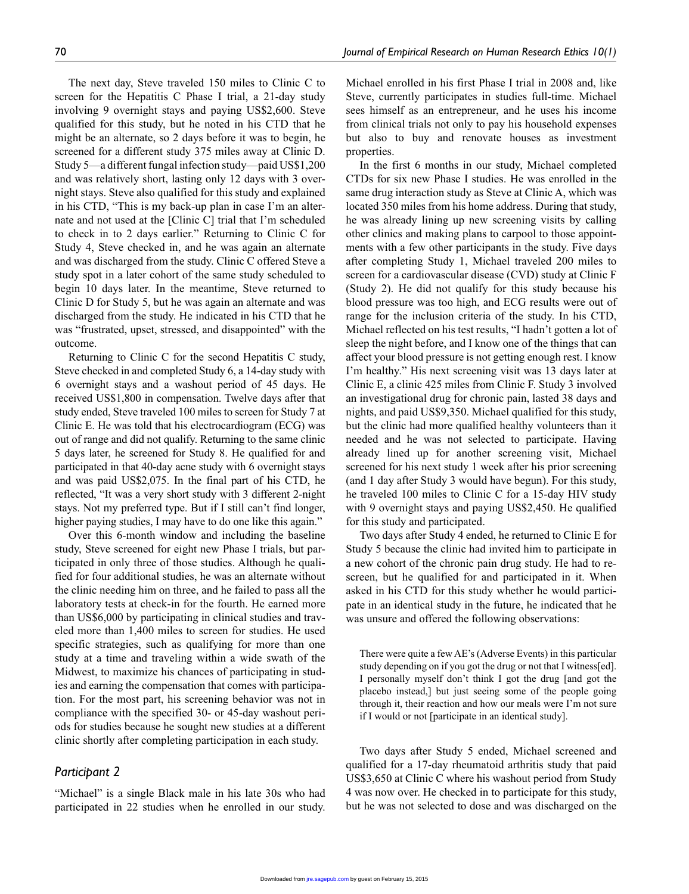The next day, Steve traveled 150 miles to Clinic C to screen for the Hepatitis C Phase I trial, a 21-day study involving 9 overnight stays and paying US$2,600. Steve qualified for this study, but he noted in his CTD that he might be an alternate, so 2 days before it was to begin, he screened for a different study 375 miles away at Clinic D. Study 5—a different fungal infection study—paid US$1,200 and was relatively short, lasting only 12 days with 3 overnight stays. Steve also qualified for this study and explained in his CTD, "This is my back-up plan in case I'm an alternate and not used at the [Clinic C] trial that I'm scheduled to check in to 2 days earlier." Returning to Clinic C for Study 4, Steve checked in, and he was again an alternate and was discharged from the study. Clinic C offered Steve a study spot in a later cohort of the same study scheduled to begin 10 days later. In the meantime, Steve returned to Clinic D for Study 5, but he was again an alternate and was discharged from the study. He indicated in his CTD that he was "frustrated, upset, stressed, and disappointed" with the outcome.

Returning to Clinic C for the second Hepatitis C study, Steve checked in and completed Study 6, a 14-day study with 6 overnight stays and a washout period of 45 days. He received US$1,800 in compensation. Twelve days after that study ended, Steve traveled 100 miles to screen for Study 7 at Clinic E. He was told that his electrocardiogram (ECG) was out of range and did not qualify. Returning to the same clinic 5 days later, he screened for Study 8. He qualified for and participated in that 40-day acne study with 6 overnight stays and was paid US$2,075. In the final part of his CTD, he reflected, "It was a very short study with 3 different 2-night stays. Not my preferred type. But if I still can't find longer, higher paying studies, I may have to do one like this again."

Over this 6-month window and including the baseline study, Steve screened for eight new Phase I trials, but participated in only three of those studies. Although he qualified for four additional studies, he was an alternate without the clinic needing him on three, and he failed to pass all the laboratory tests at check-in for the fourth. He earned more than US$6,000 by participating in clinical studies and traveled more than 1,400 miles to screen for studies. He used specific strategies, such as qualifying for more than one study at a time and traveling within a wide swath of the Midwest, to maximize his chances of participating in studies and earning the compensation that comes with participation. For the most part, his screening behavior was not in compliance with the specified 30- or 45-day washout periods for studies because he sought new studies at a different clinic shortly after completing participation in each study.

## *Participant 2*

"Michael" is a single Black male in his late 30s who had participated in 22 studies when he enrolled in our study. Michael enrolled in his first Phase I trial in 2008 and, like Steve, currently participates in studies full-time. Michael sees himself as an entrepreneur, and he uses his income from clinical trials not only to pay his household expenses but also to buy and renovate houses as investment properties.

In the first 6 months in our study, Michael completed CTDs for six new Phase I studies. He was enrolled in the same drug interaction study as Steve at Clinic A, which was located 350 miles from his home address. During that study, he was already lining up new screening visits by calling other clinics and making plans to carpool to those appointments with a few other participants in the study. Five days after completing Study 1, Michael traveled 200 miles to screen for a cardiovascular disease (CVD) study at Clinic F (Study 2). He did not qualify for this study because his blood pressure was too high, and ECG results were out of range for the inclusion criteria of the study. In his CTD, Michael reflected on his test results, "I hadn't gotten a lot of sleep the night before, and I know one of the things that can affect your blood pressure is not getting enough rest. I know I'm healthy." His next screening visit was 13 days later at Clinic E, a clinic 425 miles from Clinic F. Study 3 involved an investigational drug for chronic pain, lasted 38 days and nights, and paid US$9,350. Michael qualified for this study, but the clinic had more qualified healthy volunteers than it needed and he was not selected to participate. Having already lined up for another screening visit, Michael screened for his next study 1 week after his prior screening (and 1 day after Study 3 would have begun). For this study, he traveled 100 miles to Clinic C for a 15-day HIV study with 9 overnight stays and paying US$2,450. He qualified for this study and participated.

Two days after Study 4 ended, he returned to Clinic E for Study 5 because the clinic had invited him to participate in a new cohort of the chronic pain drug study. He had to re-screen, but he qualified for and participated in it. When asked in his CTD for this study whether he would participate in an identical study in the future, he indicated that he was unsure and offered the following observations:

> There were quite a few AE's (Adverse Events) in this particular study depending on if you got the drug or not that I witness[ed]. I personally myself don't think I got the drug [and got the placebo instead,] but just seeing some of the people going through it, their reaction and how our meals were I'm not sure if I would or not [participate in an identical study].

Two days after Study 5 ended, Michael screened and qualified for a 17-day rheumatoid arthritis study that paid US$3,650 at Clinic C where his washout period from Study 4 was now over. He checked in to participate for this study, but he was not selected to dose and was discharged on the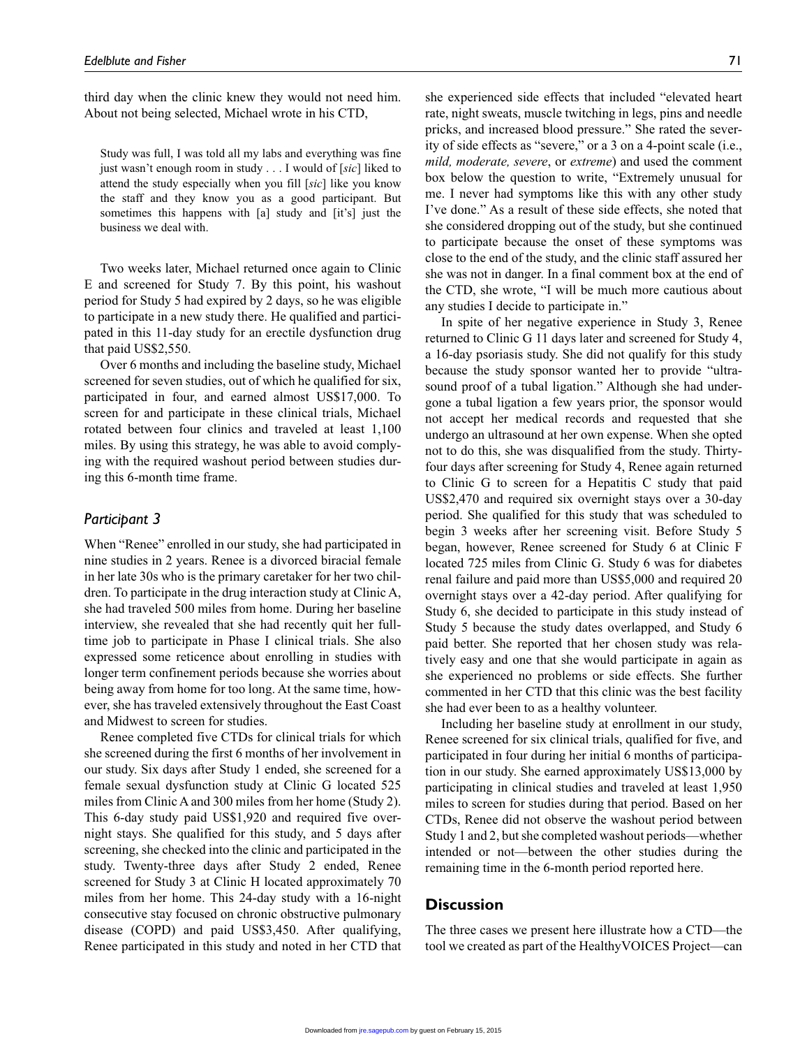third day when the clinic knew they would not need him. About not being selected, Michael wrote in his CTD,

> Study was full, I was told all my labs and everything was fine just wasn't enough room in study . . . I would of [*sic*] liked to attend the study especially when you fill [*sic*] like you know the staff and they know you as a good participant. But sometimes this happens with [a] study and [it's] just the business we deal with.

Two weeks later, Michael returned once again to Clinic E and screened for Study 7. By this point, his washout period for Study 5 had expired by 2 days, so he was eligible to participate in a new study there. He qualified and participated in this 11-day study for an erectile dysfunction drug that paid US$2,550.

Over 6 months and including the baseline study, Michael screened for seven studies, out of which he qualified for six, participated in four, and earned almost US$17,000. To screen for and participate in these clinical trials, Michael rotated between four clinics and traveled at least 1,100 miles. By using this strategy, he was able to avoid complying with the required washout period between studies during this 6-month time frame.

### *Participant 3*

When "Renee" enrolled in our study, she had participated in nine studies in 2 years. Renee is a divorced biracial female in her late 30s who is the primary caretaker for her two children. To participate in the drug interaction study at Clinic A, she had traveled 500 miles from home. During her baseline interview, she revealed that she had recently quit her full-time job to participate in Phase I clinical trials. She also expressed some reticence about enrolling in studies with longer term confinement periods because she worries about being away from home for too long. At the same time, however, she has traveled extensively throughout the East Coast and Midwest to screen for studies.

Renee completed five CTDs for clinical trials for which she screened during the first 6 months of her involvement in our study. Six days after Study 1 ended, she screened for a female sexual dysfunction study at Clinic G located 525 miles from Clinic A and 300 miles from her home (Study 2). This 6-day study paid US$1,920 and required five overnight stays. She qualified for this study, and 5 days after screening, she checked into the clinic and participated in the study. Twenty-three days after Study 2 ended, Renee screened for Study 3 at Clinic H located approximately 70 miles from her home. This 24-day study with a 16-night consecutive stay focused on chronic obstructive pulmonary disease (COPD) and paid US$3,450. After qualifying, Renee participated in this study and noted in her CTD that she experienced side effects that included "elevated heart rate, night sweats, muscle twitching in legs, pins and needle pricks, and increased blood pressure." She rated the severity of side effects as "severe," or a 3 on a 4-point scale (i.e., *mild, moderate, severe*, or *extreme*) and used the comment box below the question to write, "Extremely unusual for me. I never had symptoms like this with any other study I've done." As a result of these side effects, she noted that she considered dropping out of the study, but she continued to participate because the onset of these symptoms was close to the end of the study, and the clinic staff assured her she was not in danger. In a final comment box at the end of the CTD, she wrote, "I will be much more cautious about any studies I decide to participate in."

In spite of her negative experience in Study 3, Renee returned to Clinic G 11 days later and screened for Study 4, a 16-day psoriasis study. She did not qualify for this study because the study sponsor wanted her to provide "ultrasound proof of a tubal ligation." Although she had undergone a tubal ligation a few years prior, the sponsor would not accept her medical records and requested that she undergo an ultrasound at her own expense. When she opted not to do this, she was disqualified from the study. Thirty-four days after screening for Study 4, Renee again returned to Clinic G to screen for a Hepatitis C study that paid US$2,470 and required six overnight stays over a 30-day period. She qualified for this study that was scheduled to begin 3 weeks after her screening visit. Before Study 5 began, however, Renee screened for Study 6 at Clinic F located 725 miles from Clinic G. Study 6 was for diabetes renal failure and paid more than US$5,000 and required 20 overnight stays over a 42-day period. After qualifying for Study 6, she decided to participate in this study instead of Study 5 because the study dates overlapped, and Study 6 paid better. She reported that her chosen study was relatively easy and one that she would participate in again as she experienced no problems or side effects. She further commented in her CTD that this clinic was the best facility she had ever been to as a healthy volunteer.

Including her baseline study at enrollment in our study, Renee screened for six clinical trials, qualified for five, and participated in four during her initial 6 months of participation in our study. She earned approximately US$13,000 by participating in clinical studies and traveled at least 1,950 miles to screen for studies during that period. Based on her CTDs, Renee did not observe the washout period between Study 1 and 2, but she completed washout periods—whether intended or not—between the other studies during the remaining time in the 6-month period reported here.

## Discussion

The three cases we present here illustrate how a CTD—the tool we created as part of the HealthyVOICES Project—can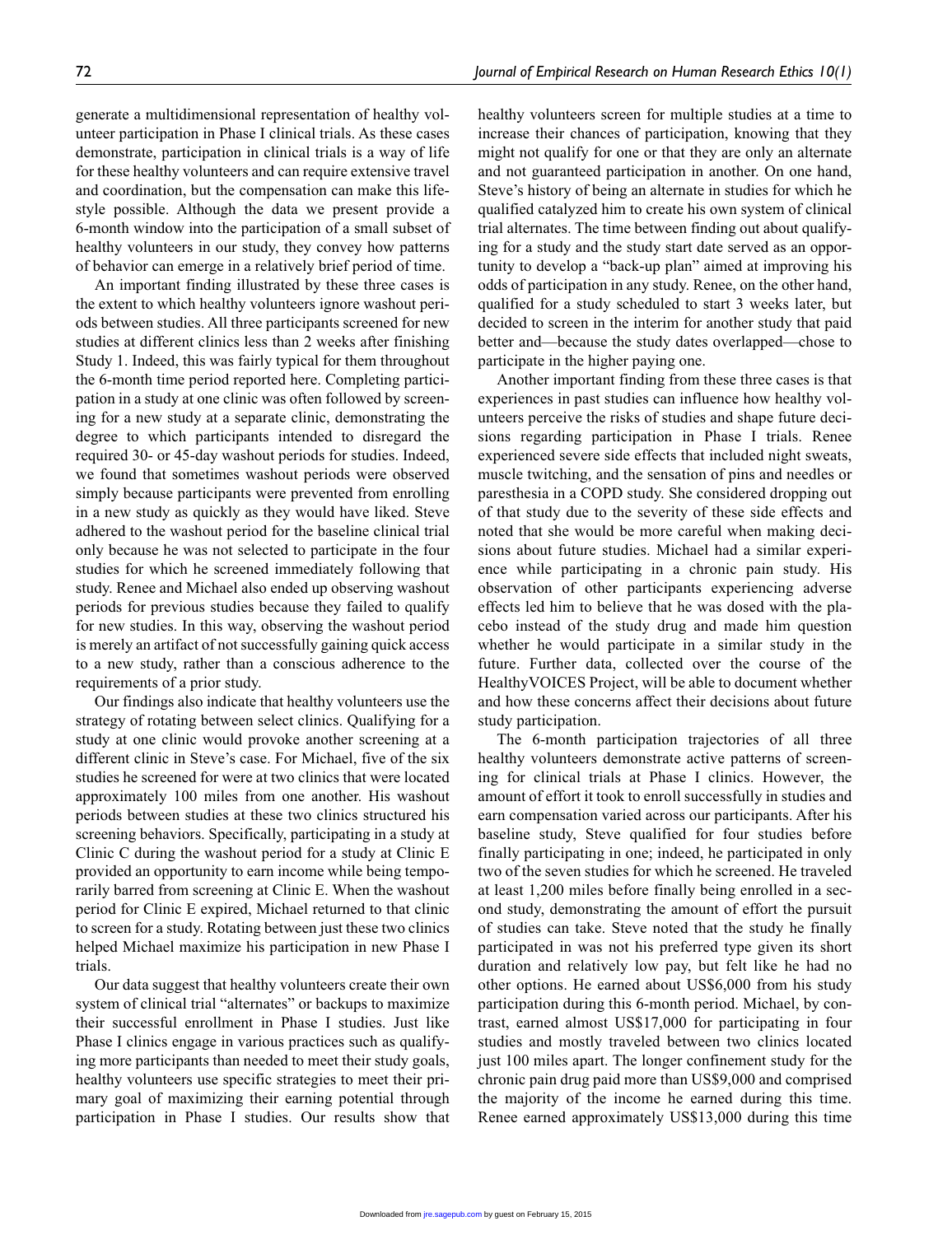generate a multidimensional representation of healthy volunteer participation in Phase I clinical trials. As these cases demonstrate, participation in clinical trials is a way of life for these healthy volunteers and can require extensive travel and coordination, but the compensation can make this lifestyle possible. Although the data we present provide a 6-month window into the participation of a small subset of healthy volunteers in our study, they convey how patterns of behavior can emerge in a relatively brief period of time.

An important finding illustrated by these three cases is the extent to which healthy volunteers ignore washout periods between studies. All three participants screened for new studies at different clinics less than 2 weeks after finishing Study 1. Indeed, this was fairly typical for them throughout the 6-month time period reported here. Completing participation in a study at one clinic was often followed by screening for a new study at a separate clinic, demonstrating the degree to which participants intended to disregard the required 30- or 45-day washout periods for studies. Indeed, we found that sometimes washout periods were observed simply because participants were prevented from enrolling in a new study as quickly as they would have liked. Steve adhered to the washout period for the baseline clinical trial only because he was not selected to participate in the four studies for which he screened immediately following that study. Renee and Michael also ended up observing washout periods for previous studies because they failed to qualify for new studies. In this way, observing the washout period is merely an artifact of not successfully gaining quick access to a new study, rather than a conscious adherence to the requirements of a prior study.

Our findings also indicate that healthy volunteers use the strategy of rotating between select clinics. Qualifying for a study at one clinic would provoke another screening at a different clinic in Steve's case. For Michael, five of the six studies he screened for were at two clinics that were located approximately 100 miles from one another. His washout periods between studies at these two clinics structured his screening behaviors. Specifically, participating in a study at Clinic C during the washout period for a study at Clinic E provided an opportunity to earn income while being temporarily barred from screening at Clinic E. When the washout period for Clinic E expired, Michael returned to that clinic to screen for a study. Rotating between just these two clinics helped Michael maximize his participation in new Phase I trials.

Our data suggest that healthy volunteers create their own system of clinical trial "alternates" or backups to maximize their successful enrollment in Phase I studies. Just like Phase I clinics engage in various practices such as qualifying more participants than needed to meet their study goals, healthy volunteers use specific strategies to meet their primary goal of maximizing their earning potential through participation in Phase I studies. Our results show that healthy volunteers screen for multiple studies at a time to increase their chances of participation, knowing that they might not qualify for one or that they are only an alternate and not guaranteed participation in another. On one hand, Steve's history of being an alternate in studies for which he qualified catalyzed him to create his own system of clinical trial alternates. The time between finding out about qualifying for a study and the study start date served as an opportunity to develop a "back-up plan" aimed at improving his odds of participation in any study. Renee, on the other hand, qualified for a study scheduled to start 3 weeks later, but decided to screen in the interim for another study that paid better and—because the study dates overlapped—chose to participate in the higher paying one.

Another important finding from these three cases is that experiences in past studies can influence how healthy volunteers perceive the risks of studies and shape future decisions regarding participation in Phase I trials. Renee experienced severe side effects that included night sweats, muscle twitching, and the sensation of pins and needles or paresthesia in a COPD study. She considered dropping out of that study due to the severity of these side effects and noted that she would be more careful when making decisions about future studies. Michael had a similar experience while participating in a chronic pain study. His observation of other participants experiencing adverse effects led him to believe that he was dosed with the placebo instead of the study drug and made him question whether he would participate in a similar study in the future. Further data, collected over the course of the HealthyVOICES Project, will be able to document whether and how these concerns affect their decisions about future study participation.

The 6-month participation trajectories of all three healthy volunteers demonstrate active patterns of screening for clinical trials at Phase I clinics. However, the amount of effort it took to enroll successfully in studies and earn compensation varied across our participants. After his baseline study, Steve qualified for four studies before finally participating in one; indeed, he participated in only two of the seven studies for which he screened. He traveled at least 1,200 miles before finally being enrolled in a second study, demonstrating the amount of effort the pursuit of studies can take. Steve noted that the study he finally participated in was not his preferred type given its short duration and relatively low pay, but felt like he had no other options. He earned about US$6,000 from his study participation during this 6-month period. Michael, by contrast, earned almost US$17,000 for participating in four studies and mostly traveled between two clinics located just 100 miles apart. The longer confinement study for the chronic pain drug paid more than US$9,000 and comprised the majority of the income he earned during this time. Renee earned approximately US$13,000 during this time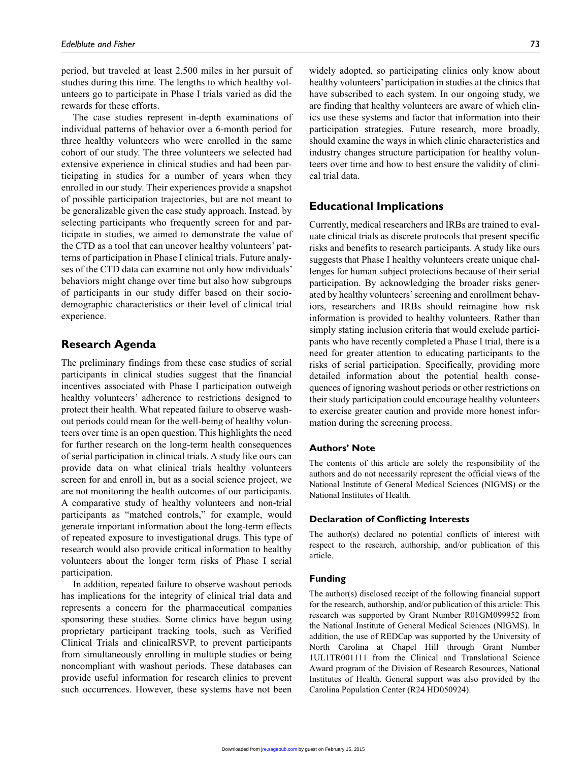period, but traveled at least 2,500 miles in her pursuit of studies during this time. The lengths to which healthy volunteers go to participate in Phase I trials varied as did the rewards for these efforts.

The case studies represent in-depth examinations of individual patterns of behavior over a 6-month period for three healthy volunteers who were enrolled in the same cohort of our study. The three volunteers we selected had extensive experience in clinical studies and had been participating in studies for a number of years when they enrolled in our study. Their experiences provide a snapshot of possible participation trajectories, but are not meant to be generalizable given the case study approach. Instead, by selecting participants who frequently screen for and participate in studies, we aimed to demonstrate the value of the CTD as a tool that can uncover healthy volunteers' patterns of participation in Phase I clinical trials. Future analyses of the CTD data can examine not only how individuals' behaviors might change over time but also how subgroups of participants in our study differ based on their sociodemographic characteristics or their level of clinical trial experience.

## Research Agenda

The preliminary findings from these case studies of serial participants in clinical studies suggest that the financial incentives associated with Phase I participation outweigh healthy volunteers' adherence to restrictions designed to protect their health. What repeated failure to observe washout periods could mean for the well-being of healthy volunteers over time is an open question. This highlights the need for further research on the long-term health consequences of serial participation in clinical trials. A study like ours can provide data on what clinical trials healthy volunteers screen for and enroll in, but as a social science project, we are not monitoring the health outcomes of our participants. A comparative study of healthy volunteers and non-trial participants as "matched controls," for example, would generate important information about the long-term effects of repeated exposure to investigational drugs. This type of research would also provide critical information to healthy volunteers about the longer term risks of Phase I serial participation.

In addition, repeated failure to observe washout periods has implications for the integrity of clinical trial data and represents a concern for the pharmaceutical companies sponsoring these studies. Some clinics have begun using proprietary participant tracking tools, such as Verified Clinical Trials and clinicalRSVP, to prevent participants from simultaneously enrolling in multiple studies or being noncompliant with washout periods. These databases can provide useful information for research clinics to prevent such occurrences. However, these systems have not been widely adopted, so participating clinics only know about healthy volunteers' participation in studies at the clinics that have subscribed to each system. In our ongoing study, we are finding that healthy volunteers are aware of which clinics use these systems and factor that information into their participation strategies. Future research, more broadly, should examine the ways in which clinic characteristics and industry changes structure participation for healthy volunteers over time and how to best ensure the validity of clinical trial data.

## Educational Implications

Currently, medical researchers and IRBs are trained to evaluate clinical trials as discrete protocols that present specific risks and benefits to research participants. A study like ours suggests that Phase I healthy volunteers create unique challenges for human subject protections because of their serial participation. By acknowledging the broader risks generated by healthy volunteers' screening and enrollment behaviors, researchers and IRBs should reimagine how risk information is provided to healthy volunteers. Rather than simply stating inclusion criteria that would exclude participants who have recently completed a Phase I trial, there is a need for greater attention to educating participants to the risks of serial participation. Specifically, providing more detailed information about the potential health consequences of ignoring washout periods or other restrictions on their study participation could encourage healthy volunteers to exercise greater caution and provide more honest information during the screening process.

### Authors' Note

The contents of this article are solely the responsibility of the authors and do not necessarily represent the official views of the National Institute of General Medical Sciences (NIGMS) or the National Institutes of Health.

### Declaration of Conflicting Interests

The author(s) declared no potential conflicts of interest with respect to the research, authorship, and/or publication of this article.

### Funding

The author(s) disclosed receipt of the following financial support for the research, authorship, and/or publication of this article: This research was supported by Grant Number R01GM099952 from the National Institute of General Medical Sciences (NIGMS). In addition, the use of REDCap was supported by the University of North Carolina at Chapel Hill through Grant Number 1UL1TR001111 from the Clinical and Translational Science Award program of the Division of Research Resources, National Institutes of Health. General support was also provided by the Carolina Population Center (R24 HD050924).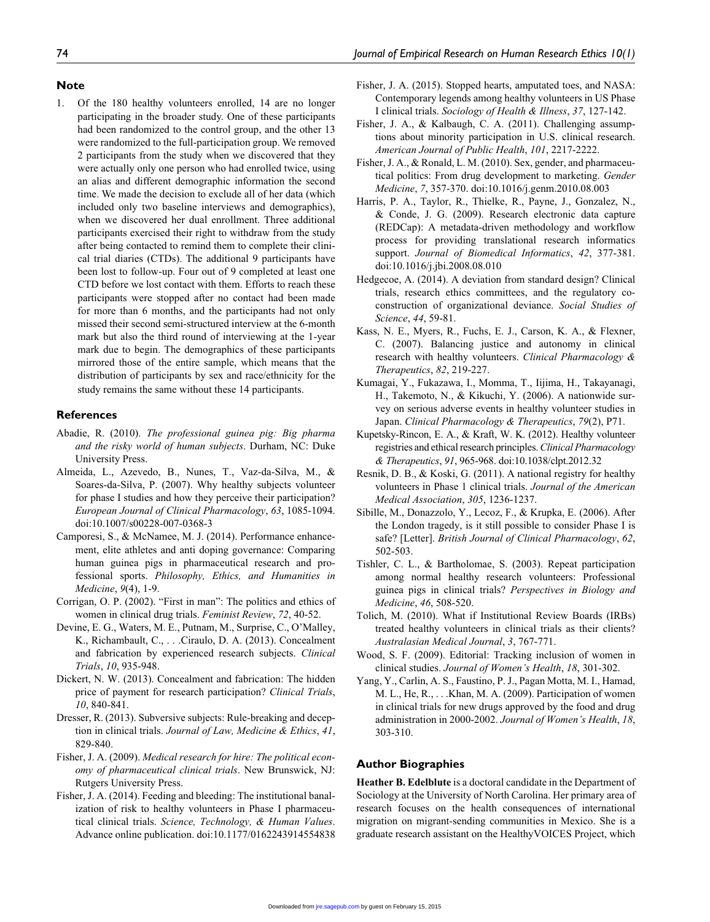## Note

1. Of the 180 healthy volunteers enrolled, 14 are no longer participating in the broader study. One of these participants had been randomized to the control group, and the other 13 were randomized to the full-participation group. We removed 2 participants from the study when we discovered that they were actually only one person who had enrolled twice, using an alias and different demographic information the second time. We made the decision to exclude all of her data (which included only two baseline interviews and demographics), when we discovered her dual enrollment. Three additional participants exercised their right to withdraw from the study after being contacted to remind them to complete their clinical trial diaries (CTDs). The additional 9 participants have been lost to follow-up. Four out of 9 completed at least one CTD before we lost contact with them. Efforts to reach these participants were stopped after no contact had been made for more than 6 months, and the participants had not only missed their second semi-structured interview at the 6-month mark but also the third round of interviewing at the 1-year mark due to begin. The demographics of these participants mirrored those of the entire sample, which means that the distribution of participants by sex and race/ethnicity for the study remains the same without these 14 participants.

## References

Abadie, R. (2010). *The professional guinea pig: Big pharma and the risky world of human subjects*. Durham, NC: Duke University Press.

Almeida, L., Azevedo, B., Nunes, T., Vaz-da-Silva, M., & Soares-da-Silva, P. (2007). Why healthy subjects volunteer for phase I studies and how they perceive their participation? *European Journal of Clinical Pharmacology*, *63*, 1085-1094. doi:10.1007/s00228-007-0368-3

Camporesi, S., & McNamee, M. J. (2014). Performance enhancement, elite athletes and anti doping governance: Comparing human guinea pigs in pharmaceutical research and professional sports. *Philosophy, Ethics, and Humanities in Medicine*, *9*(4), 1-9.

Corrigan, O. P. (2002). "First in man": The politics and ethics of women in clinical drug trials. *Feminist Review*, *72*, 40-52.

Devine, E. G., Waters, M. E., Putnam, M., Surprise, C., O'Malley, K., Richambault, C., . . .Ciraulo, D. A. (2013). Concealment and fabrication by experienced research subjects. *Clinical Trials*, *10*, 935-948.

Dickert, N. W. (2013). Concealment and fabrication: The hidden price of payment for research participation? *Clinical Trials*, *10*, 840-841.

Dresser, R. (2013). Subversive subjects: Rule-breaking and deception in clinical trials. *Journal of Law, Medicine & Ethics*, *41*, 829-840.

Fisher, J. A. (2009). *Medical research for hire: The political economy of pharmaceutical clinical trials*. New Brunswick, NJ: Rutgers University Press.

Fisher, J. A. (2014). Feeding and bleeding: The institutional banalization of risk to healthy volunteers in Phase I pharmaceutical clinical trials. *Science, Technology, & Human Values*. Advance online publication. doi:10.1177/0162243914554838

Fisher, J. A. (2015). Stopped hearts, amputated toes, and NASA: Contemporary legends among healthy volunteers in US Phase I clinical trials. *Sociology of Health & Illness*, *37*, 127-142.

Fisher, J. A., & Kalbaugh, C. A. (2011). Challenging assumptions about minority participation in U.S. clinical research. *American Journal of Public Health*, *101*, 2217-2222.

Fisher, J. A., & Ronald, L. M. (2010). Sex, gender, and pharmaceutical politics: From drug development to marketing. *Gender Medicine*, *7*, 357-370. doi:10.1016/j.genm.2010.08.003

Harris, P. A., Taylor, R., Thielke, R., Payne, J., Gonzalez, N., & Conde, J. G. (2009). Research electronic data capture (REDCap): A metadata-driven methodology and workflow process for providing translational research informatics support. *Journal of Biomedical Informatics*, *42*, 377-381. doi:10.1016/j.jbi.2008.08.010

Hedgecoe, A. (2014). A deviation from standard design? Clinical trials, research ethics committees, and the regulatory co-construction of organizational deviance. *Social Studies of Science*, *44*, 59-81.

Kass, N. E., Myers, R., Fuchs, E. J., Carson, K. A., & Flexner, C. (2007). Balancing justice and autonomy in clinical research with healthy volunteers. *Clinical Pharmacology & Therapeutics*, *82*, 219-227.

Kumagai, Y., Fukazawa, I., Momma, T., Iijima, H., Takayanagi, H., Takemoto, N., & Kikuchi, Y. (2006). A nationwide survey on serious adverse events in healthy volunteer studies in Japan. *Clinical Pharmacology & Therapeutics*, *79*(2), P71.

Kupetsky-Rincon, E. A., & Kraft, W. K. (2012). Healthy volunteer registries and ethical research principles. *Clinical Pharmacology & Therapeutics*, *91*, 965-968. doi:10.1038/clpt.2012.32

Resnik, D. B., & Koski, G. (2011). A national registry for healthy volunteers in Phase 1 clinical trials. *Journal of the American Medical Association*, *305*, 1236-1237.

Sibille, M., Donazzolo, Y., Lecoz, F., & Krupka, E. (2006). After the London tragedy, is it still possible to consider Phase I is safe? [Letter]. *British Journal of Clinical Pharmacology*, *62*, 502-503.

Tishler, C. L., & Bartholomae, S. (2003). Repeat participation among normal healthy research volunteers: Professional guinea pigs in clinical trials? *Perspectives in Biology and Medicine*, *46*, 508-520.

Tolich, M. (2010). What if Institutional Review Boards (IRBs) treated healthy volunteers in clinical trials as their clients? *Australasian Medical Journal*, *3*, 767-771.

Wood, S. F. (2009). Editorial: Tracking inclusion of women in clinical studies. *Journal of Women's Health*, *18*, 301-302.

Yang, Y., Carlin, A. S., Faustino, P. J., Pagan Motta, M. I., Hamad, M. L., He, R., . . .Khan, M. A. (2009). Participation of women in clinical trials for new drugs approved by the food and drug administration in 2000-2002. *Journal of Women's Health*, *18*, 303-310.

## Author Biographies

**Heather B. Edelblute** is a doctoral candidate in the Department of Sociology at the University of North Carolina. Her primary area of research focuses on the health consequences of international migration on migrant-sending communities in Mexico. She is a graduate research assistant on the HealthyVOICES Project, which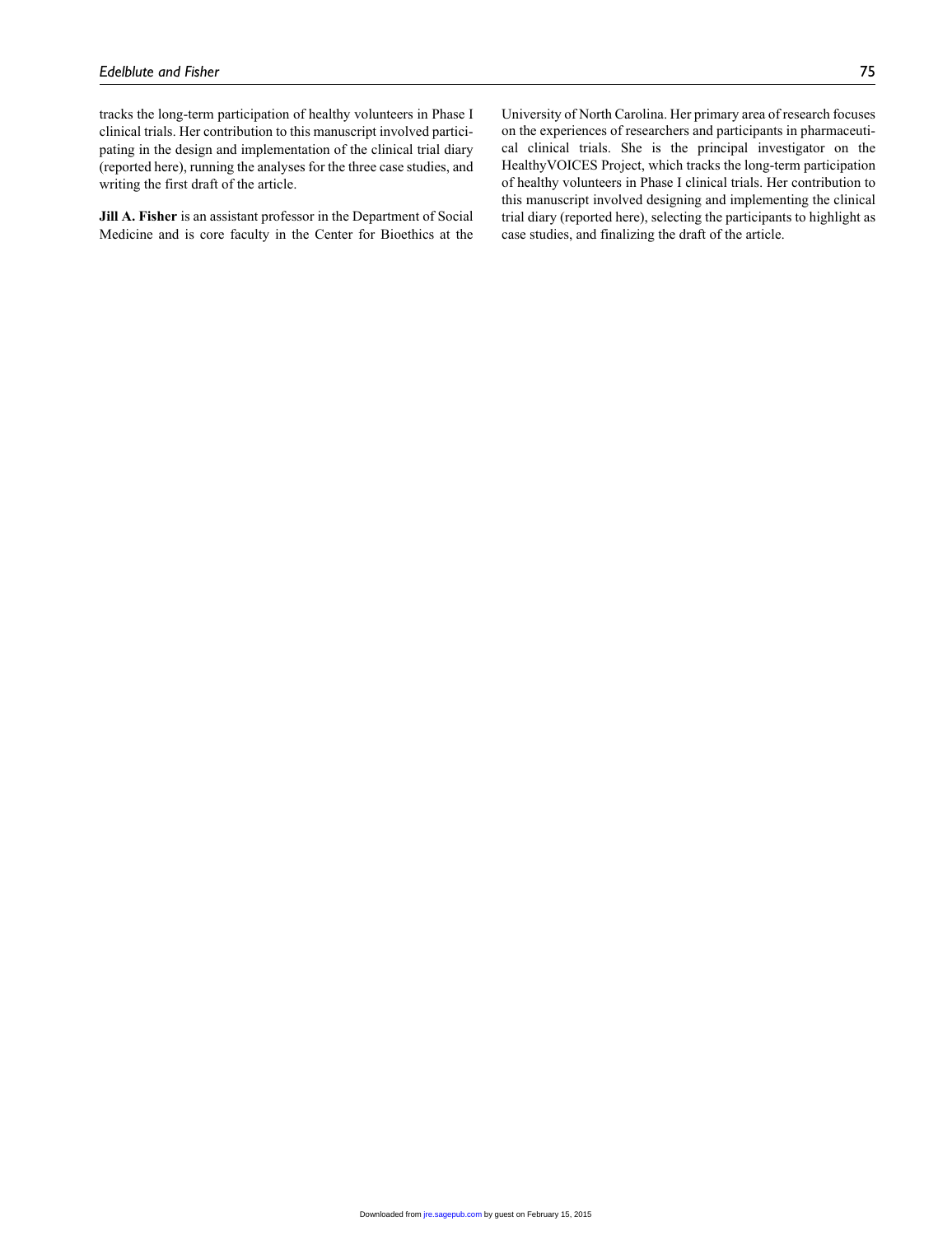tracks the long-term participation of healthy volunteers in Phase I clinical trials. Her contribution to this manuscript involved participating in the design and implementation of the clinical trial diary (reported here), running the analyses for the three case studies, and writing the first draft of the article.

**Jill A. Fisher** is an assistant professor in the Department of Social Medicine and is core faculty in the Center for Bioethics at the University of North Carolina. Her primary area of research focuses on the experiences of researchers and participants in pharmaceutical clinical trials. She is the principal investigator on the HealthyVOICES Project, which tracks the long-term participation of healthy volunteers in Phase I clinical trials. Her contribution to this manuscript involved designing and implementing the clinical trial diary (reported here), selecting the participants to highlight as case studies, and finalizing the draft of the article.